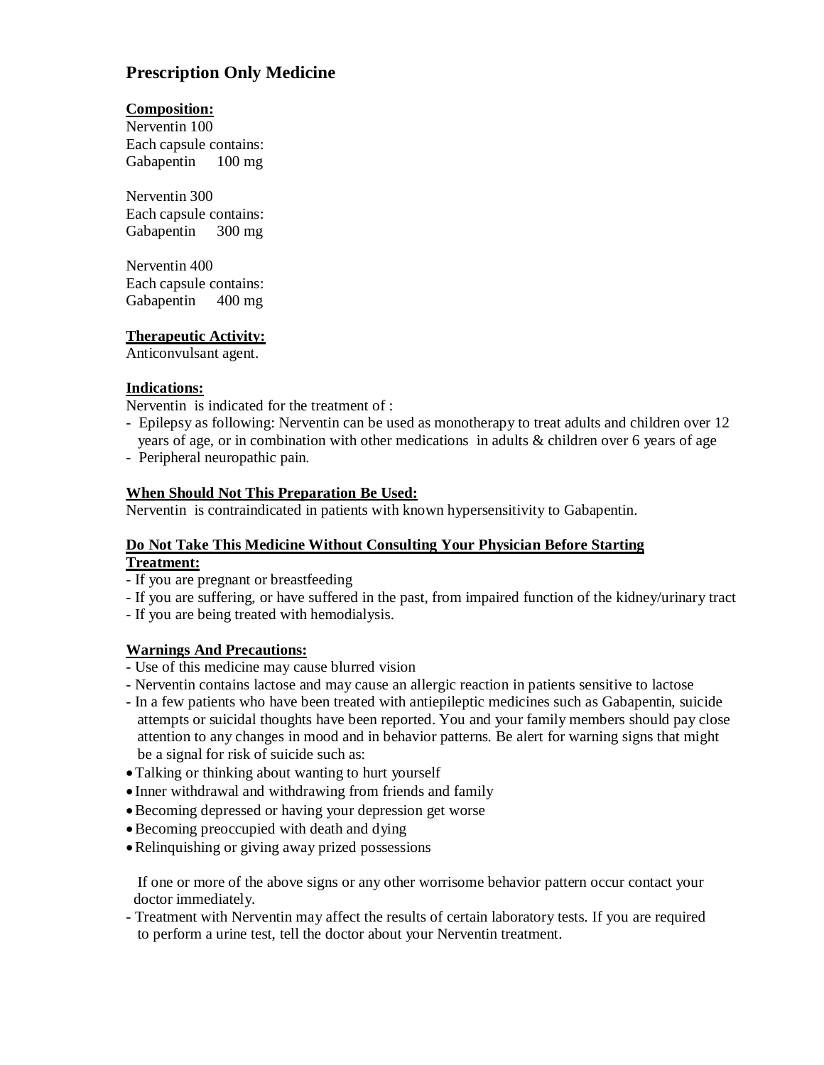# Prescription Only Medicine

**Composition:**

Nerventin 100
Each capsule contains:
Gabapentin 100 mg

Nerventin 300
Each capsule contains:
Gabapentin 300 mg

Nerventin 400
Each capsule contains:
Gabapentin 400 mg

**Therapeutic Activity:**
Anticonvulsant agent.

**Indications:**
Nerventin is indicated for the treatment of :
- Epilepsy as following: Nerventin can be used as monotherapy to treat adults and children over 12 years of age, or in combination with other medications in adults & children over 6 years of age
- Peripheral neuropathic pain.

**When Should Not This Preparation Be Used:**
Nerventin is contraindicated in patients with known hypersensitivity to Gabapentin.

**Do Not Take This Medicine Without Consulting Your Physician Before Starting Treatment:**
- If you are pregnant or breastfeeding
- If you are suffering, or have suffered in the past, from impaired function of the kidney/urinary tract
- If you are being treated with hemodialysis.

**Warnings And Precautions:**
- Use of this medicine may cause blurred vision
- Nerventin contains lactose and may cause an allergic reaction in patients sensitive to lactose
- In a few patients who have been treated with antiepileptic medicines such as Gabapentin, suicide attempts or suicidal thoughts have been reported. You and your family members should pay close attention to any changes in mood and in behavior patterns. Be alert for warning signs that might be a signal for risk of suicide such as:
  - Talking or thinking about wanting to hurt yourself
  - Inner withdrawal and withdrawing from friends and family
  - Becoming depressed or having your depression get worse
  - Becoming preoccupied with death and dying
  - Relinquishing or giving away prized possessions

  If one or more of the above signs or any other worrisome behavior pattern occur contact your doctor immediately.
- Treatment with Nerventin may affect the results of certain laboratory tests. If you are required to perform a urine test, tell the doctor about your Nerventin treatment.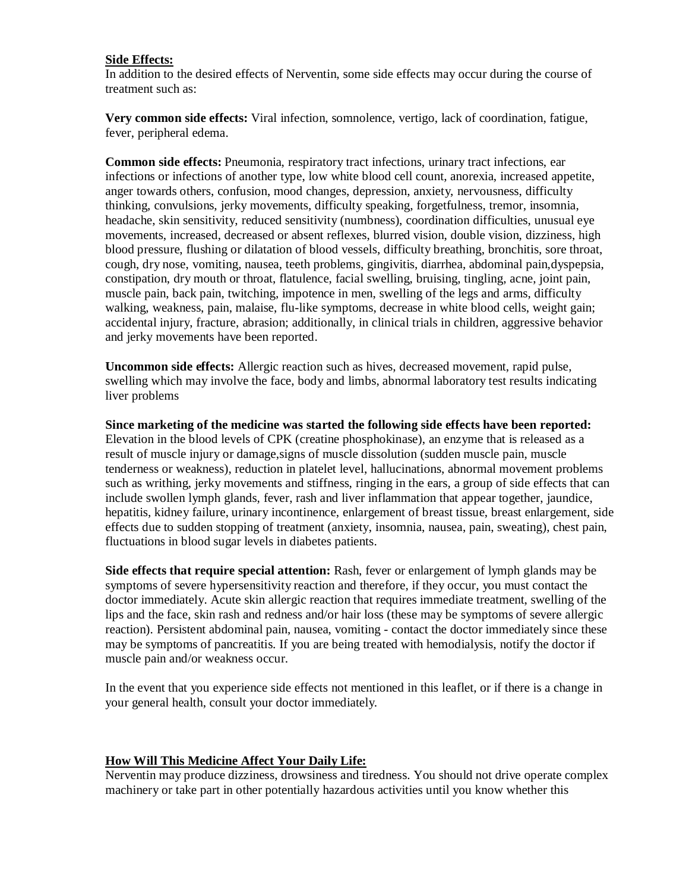**<u>Side Effects:</u>**

In addition to the desired effects of Nerventin, some side effects may occur during the course of treatment such as:

**Very common side effects:** Viral infection, somnolence, vertigo, lack of coordination, fatigue, fever, peripheral edema.

**Common side effects:** Pneumonia, respiratory tract infections, urinary tract infections, ear infections or infections of another type, low white blood cell count, anorexia, increased appetite, anger towards others, confusion, mood changes, depression, anxiety, nervousness, difficulty thinking, convulsions, jerky movements, difficulty speaking, forgetfulness, tremor, insomnia, headache, skin sensitivity, reduced sensitivity (numbness), coordination difficulties, unusual eye movements, increased, decreased or absent reflexes, blurred vision, double vision, dizziness, high blood pressure, flushing or dilatation of blood vessels, difficulty breathing, bronchitis, sore throat, cough, dry nose, vomiting, nausea, teeth problems, gingivitis, diarrhea, abdominal pain,dyspepsia, constipation, dry mouth or throat, flatulence, facial swelling, bruising, tingling, acne, joint pain, muscle pain, back pain, twitching, impotence in men, swelling of the legs and arms, difficulty walking, weakness, pain, malaise, flu-like symptoms, decrease in white blood cells, weight gain; accidental injury, fracture, abrasion; additionally, in clinical trials in children, aggressive behavior and jerky movements have been reported.

**Uncommon side effects:** Allergic reaction such as hives, decreased movement, rapid pulse, swelling which may involve the face, body and limbs, abnormal laboratory test results indicating liver problems

**Since marketing of the medicine was started the following side effects have been reported:** Elevation in the blood levels of CPK (creatine phosphokinase), an enzyme that is released as a result of muscle injury or damage,signs of muscle dissolution (sudden muscle pain, muscle tenderness or weakness), reduction in platelet level, hallucinations, abnormal movement problems such as writhing, jerky movements and stiffness, ringing in the ears, a group of side effects that can include swollen lymph glands, fever, rash and liver inflammation that appear together, jaundice, hepatitis, kidney failure, urinary incontinence, enlargement of breast tissue, breast enlargement, side effects due to sudden stopping of treatment (anxiety, insomnia, nausea, pain, sweating), chest pain, fluctuations in blood sugar levels in diabetes patients.

**Side effects that require special attention:** Rash, fever or enlargement of lymph glands may be symptoms of severe hypersensitivity reaction and therefore, if they occur, you must contact the doctor immediately. Acute skin allergic reaction that requires immediate treatment, swelling of the lips and the face, skin rash and redness and/or hair loss (these may be symptoms of severe allergic reaction). Persistent abdominal pain, nausea, vomiting - contact the doctor immediately since these may be symptoms of pancreatitis. If you are being treated with hemodialysis, notify the doctor if muscle pain and/or weakness occur.

In the event that you experience side effects not mentioned in this leaflet, or if there is a change in your general health, consult your doctor immediately.

**<u>How Will This Medicine Affect Your Daily Life:</u>**

Nerventin may produce dizziness, drowsiness and tiredness. You should not drive operate complex machinery or take part in other potentially hazardous activities until you know whether this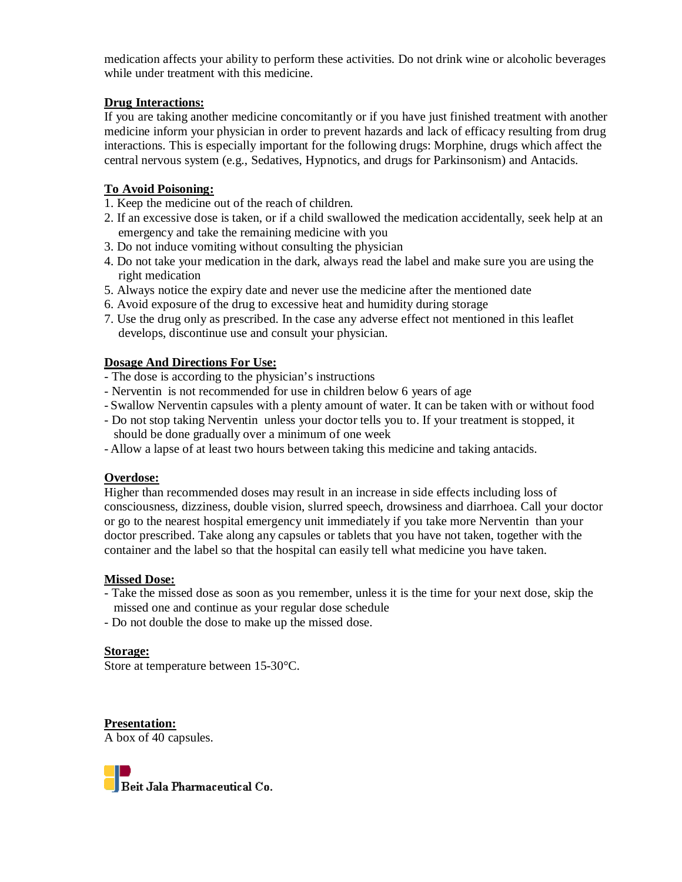medication affects your ability to perform these activities. Do not drink wine or alcoholic beverages while under treatment with this medicine.

**Drug Interactions:**

If you are taking another medicine concomitantly or if you have just finished treatment with another medicine inform your physician in order to prevent hazards and lack of efficacy resulting from drug interactions. This is especially important for the following drugs: Morphine, drugs which affect the central nervous system (e.g., Sedatives, Hypnotics, and drugs for Parkinsonism) and Antacids.

**To Avoid Poisoning:**

1. Keep the medicine out of the reach of children.
2. If an excessive dose is taken, or if a child swallowed the medication accidentally, seek help at an emergency and take the remaining medicine with you
3. Do not induce vomiting without consulting the physician
4. Do not take your medication in the dark, always read the label and make sure you are using the right medication
5. Always notice the expiry date and never use the medicine after the mentioned date
6. Avoid exposure of the drug to excessive heat and humidity during storage
7. Use the drug only as prescribed. In the case any adverse effect not mentioned in this leaflet develops, discontinue use and consult your physician.

**Dosage And Directions For Use:**

- The dose is according to the physician's instructions
- Nerventin is not recommended for use in children below 6 years of age
- Swallow Nerventin capsules with a plenty amount of water. It can be taken with or without food
- Do not stop taking Nerventin unless your doctor tells you to. If your treatment is stopped, it should be done gradually over a minimum of one week
- Allow a lapse of at least two hours between taking this medicine and taking antacids.

**Overdose:**

Higher than recommended doses may result in an increase in side effects including loss of consciousness, dizziness, double vision, slurred speech, drowsiness and diarrhoea. Call your doctor or go to the nearest hospital emergency unit immediately if you take more Nerventin than your doctor prescribed. Take along any capsules or tablets that you have not taken, together with the container and the label so that the hospital can easily tell what medicine you have taken.

**Missed Dose:**

- Take the missed dose as soon as you remember, unless it is the time for your next dose, skip the missed one and continue as your regular dose schedule
- Do not double the dose to make up the missed dose.

**Storage:**

Store at temperature between 15-30°C.

**Presentation:**

A box of 40 capsules.

Beit Jala Pharmaceutical Co.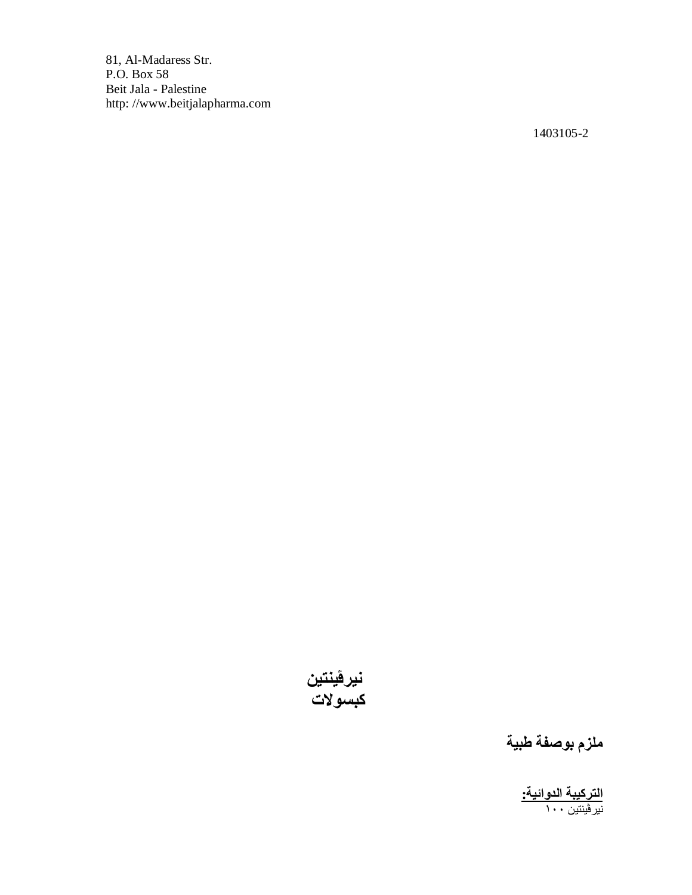81, Al-Madaress Str.
P.O. Box 58
Beit Jala - Palestine
http: //www.beitjalapharma.com

1403105-2

# نيرڤينتين
# كبسولات

## ملزم بوصفة طبية

**التركيبة الدوائية:**

نيرڤينتين ١٠٠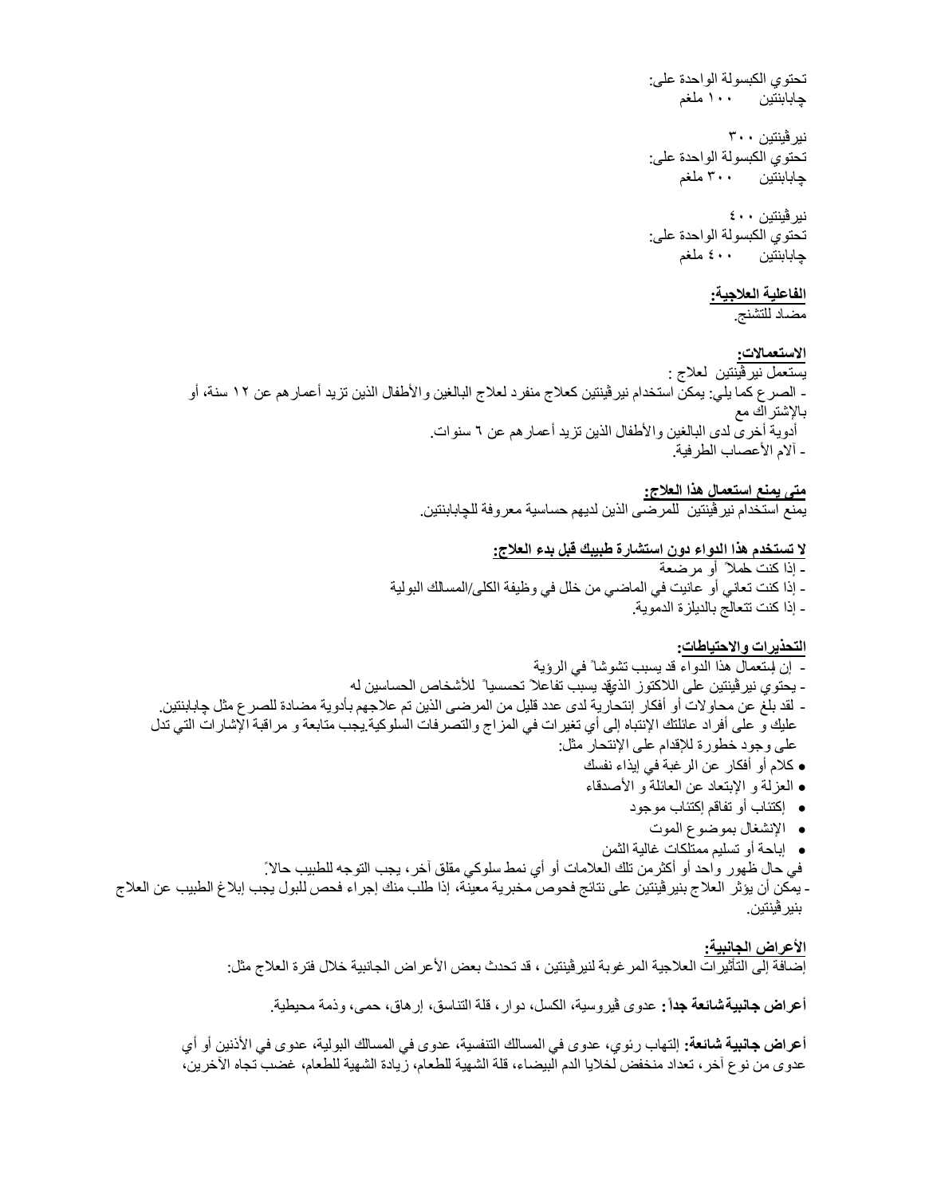تحتوي الكبسولة الواحدة على:
چابابنتين ١٠٠ ملغم

نيرڤينتين ٣٠٠
تحتوي الكبسولة الواحدة على:
چابابنتين ٣٠٠ ملغم

نيرڤينتين ٤٠٠
تحتوي الكبسولة الواحدة على:
چابابنتين ٤٠٠ ملغم

**الفاعلية العلاجية:**
مضاد للتشنج.

**الاستعمالات:**
يستعمل نيرڤينتين لعلاج :
- الصرع كما يلي: يمكن استخدام نيرڤينتين كعلاج منفرد لعلاج البالغين والأطفال الذين تزيد أعمارهم عن ١٢ سنة، أو بالإشتراك مع
أدوية أخرى لدى البالغين والأطفال الذين تزيد أعمارهم عن ٦ سنوات.
- آلام الأعصاب الطرفية.

**متى يمنع استعمال هذا العلاج:**
يمنع استخدام نيرڤينتين للمرضى الذين لديهم حساسية معروفة للچابابنتين.

**لا تستخدم هذا الدواء دون استشارة طبيبك قبل بدء العلاج:**
- إذا كنت حملاً أو مرضعة
- إذا كنت تعاني أو عانيت في الماضي من خلل في وظيفة الكلى/المسالك البولية
- إذا كنت تتعالج بالديلزة الدموية.

**التحذيرات والاحتياطات:**
- إن إستعمال هذا الدواء قد يسبب تشوشاً في الرؤية
- يحتوي نيرڤينتين على اللاكتوز الذي قد يسبب تفاعلاً تحسسياً للأشخاص الحساسين له
- لقد بلغ عن محاولات أو أفكار إنتحارية لدى عدد قليل من المرضى الذين تم علاجهم بأدوية مضادة للصرع مثل چابابنتين.
عليك و على أفراد عائلتك الإنتباه إلى أي تغيرات في المزاج والتصرفات السلوكية.يجب متابعة و مراقبة الإشارات التي تدل على وجود خطورة للإقدام على الإنتحار مثل:
- كلام أو أفكار عن الرغبة في إيذاء نفسك
- العزلة و الإبتعاد عن العائلة و الأصدقاء
- إكتئاب أو تفاقم إكتئاب موجود
- الإنشغال بموضوع الموت
- إباحة أو تسليم ممتلكات غالية الثمن

في حال ظهور واحد أو أكثرمن تلك العلامات أو أي نمط سلوكي مقلق آخر، يجب التوجه للطبيب حالاً.
- يمكن أن يؤثر العلاج بنيرڤينتين على نتائج فحوص مخبرية معينة، إذا طلب منك إجراء فحص للبول يجب إبلاغ الطبيب عن العلاج بنيرڤينتين.

**الأعراض الجانبية:**
إضافة إلى التأثيرات العلاجية المرغوبة لنيرڤينتين ، قد تحدث بعض الأعراض الجانبية خلال فترة العلاج مثل:

**أعراض جانبية شائعة جداً :** عدوى ڤيروسية، الكسل، دوار، قلة التناسق، إرهاق، حمى، وذمة محيطية.

**أعراض جانبية شائعة:** إلتهاب رئوي، عدوى في المسالك التنفسية، عدوى في المسالك البولية، عدوى في الأذنين أو أي عدوى من نوع آخر، تعداد منخفض لخلايا الدم البيضاء، قلة الشهية للطعام، زيادة الشهية للطعام، غضب تجاه الآخرين،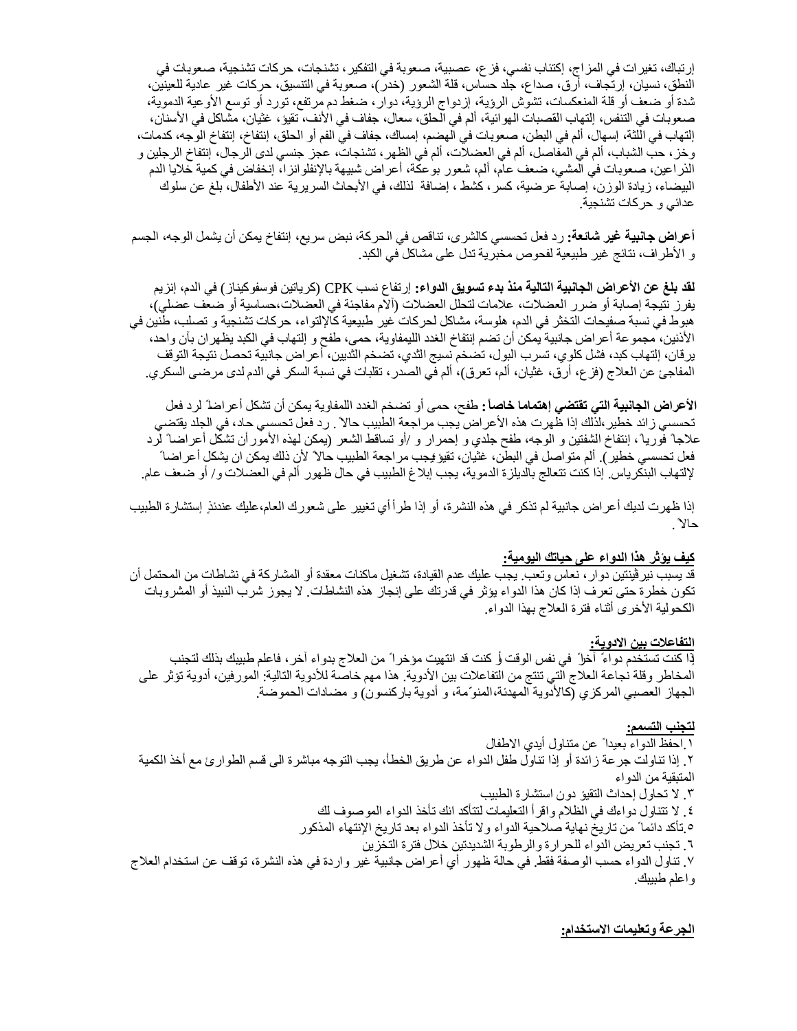إرتباك، تغيرات في المزاج، إكتئاب نفسي، فزع، عصبية، صعوبة في التفكير، تشنجات، حركات تشنجية، صعوبات في النطق، نسيان، إرتجاف، أرق، صداع، جلد حساس، قلة الشعور (خدر)، صعوبة في التنسيق، حركات غير عادية للعينين، شدة أو ضعف أو قلة المنعكسات، تشوش الرؤية، إزدواج الرؤية، دوار، ضغط دم مرتفع، تورد أو توسع الأوعية الدموية، صعوبات في التنفس، إلتهاب القصبات الهوائية، ألم في الحلق، سعال، جفاف في الأنف، تقيؤ، غثيان، مشاكل في الأسنان، إلتهاب في اللثة، إسهال، ألم في البطن، صعوبات في الهضم، إمساك، جفاف في الفم أو الحلق، إنتفاخ، إنتفاخ الوجه، كدمات، وخز، حب الشباب، ألم في المفاصل، ألم في العضلات، ألم في الظهر، تشنجات، عجز جنسي لدى الرجال، إنتفاخ الرجلين و الذراعين، صعوبات في المشي، ضعف عام، ألم، شعور بوعكة، أعراض شبيهة بالإنفلونزا، إنخفاض في كمية خلايا الدم البيضاء، زيادة الوزن، إصابة عرضية، كسر، كشط، إضافة لذلك، في الأبحاث السريرية عند الأطفال، بلغ عن سلوك عدائي و حركات تشنجية.

**أعراض جانبية غير شائعة:** رد فعل تحسسي كالشرى، تناقص في الحركة، نبض سريع، إنتفاخ يمكن أن يشمل الوجه، الجسم و الأطراف، نتائج غير طبيعية لفحوص مخبرية تدل على مشاكل في الكبد.

**لقد بلغ عن الأعراض الجانبية التالية منذ بدء تسويق الدواء:** إرتفاع نسب CPK (كرياتين فوسفوكيناز) في الدم، إنزيم يفرز نتيجة إصابة أو ضرر العضلات، علامات لتحلل العضلات (آلام مفاجئة في العضلات،حساسية أو ضعف عضلي)، هبوط في نسبة صفيحات التخثر في الدم، هلوسة، مشاكل لحركات غير طبيعية كالإلتواء، حركات تشنجية و تصلب، طنين في الأذنين، مجموعة أعراض جانبية يمكن أن تضم إنتفاخ الغدد الليمفاوية، حمى، طفح و إلتهاب في الكبد يظهران بآن واحد، يرقان، إلتهاب كبد، فشل كلوي، تسرب البول، تضخم نسيج الثدي، تضخم الثديين، أعراض جانبية تحصل نتيجة التوقف المفاجئ عن العلاج (فزع، أرق، غثيان، ألم، تعرق)، ألم في الصدر، تقلبات في نسبة السكر في الدم لدى مرضى السكري.

**الأعراض الجانبية التي تقتضي إهتماما خاصاً:** طفح، حمى أو تضخم الغدد اللمفاوية يمكن أن تشكل أعراضاً لرد فعل تحسسي زائد خطير،لذلك إذا ظهرت هذه الأعراض يجب مراجعة الطبيب حالاً . رد فعل تحسسي حاد، في الجلد يقتضي علاجاً فورياً، إنتفاخ الشفتين و الوجه، طفح جلدي و إحمرار و /أو تساقط الشعر (يمكن لهذه الأمور أن تشكل أعراضاً لرد فعل تحسسي خطير). ألم متواصل في البطن، غثيان، تقيؤ-يجب مراجعة الطبيب حالاً لأن ذلك يمكن ان يشكل أعراضاً لإلتهاب البنكرياس. إذا كنت تتعالج بالديلزة الدموية، يجب إبلاغ الطبيب في حال ظهور ألم في العضلات و/ أو ضعف عام.

إذا ظهرت لديك أعراض جانبية لم تذكر في هذه النشرة، أو إذا طرأ أي تغيير على شعورك العام،عليك عندئذٍ إستشارة الطبيب حالاً .

## كيف يؤثر هذا الدواء على حياتك اليومية:

قد يسبب نيرڤينتين دوار، نعاس وتعب. يجب عليك عدم القيادة، تشغيل ماكنات معقدة أو المشاركة في نشاطات من المحتمل أن تكون خطرة حتى تعرف إذا كان هذا الدواء يؤثر في قدرتك على إنجاز هذه النشاطات. لا يجوز شرب النبيذ أو المشروبات الكحولية الأخرى أثناء فترة العلاج بهذا الدواء.

## التفاعلات بين الادوية:

إذا كنت تستخدم دواءً آخراً في نفس الوقت أو كنت قد انتهيت مؤخراً من العلاج بدواء آخر، فاعلم طبيبك بذلك لتجنب المخاطر وقلة نجاعة العلاج التي تنتج من التفاعلات بين الأدوية. هذا مهم خاصة للأدوية التالية: المورفين، أدوية تؤثر على الجهاز العصبي المركزي (كالأدوية المهدئة،المنوّمة، و أدوية باركنسون) و مضادات الحموضة.

## لتجنب التسمم:

١.احفظ الدواء بعيداً عن متناول أيدي الاطفال

٢. إذا تناولت جرعة زائدة أو إذا تناول طفل الدواء عن طريق الخطأ، يجب التوجه مباشرة الى قسم الطوارئ مع أخذ الكمية المتبقية من الدواء

٣. لا تحاول إحداث التقيؤ دون استشارة الطبيب

٤. لا تتناول دواءك في الظلام واقرأ التعليمات لتتأكد انك تأخذ الدواء الموصوف لك

٥.تأكد دائماً من تاريخ نهاية صلاحية الدواء ولا تأخذ الدواء بعد تاريخ الإنتهاء المذكور

٦. تجنب تعريض الدواء للحرارة والرطوبة الشديدتين خلال فترة التخزين

٧. تناول الدواء حسب الوصفة فقط. في حالة ظهور أي أعراض جانبية غير واردة في هذه النشرة، توقف عن استخدام العلاج واعلم طبيبك.

## الجرعة وتعليمات الاستخدام: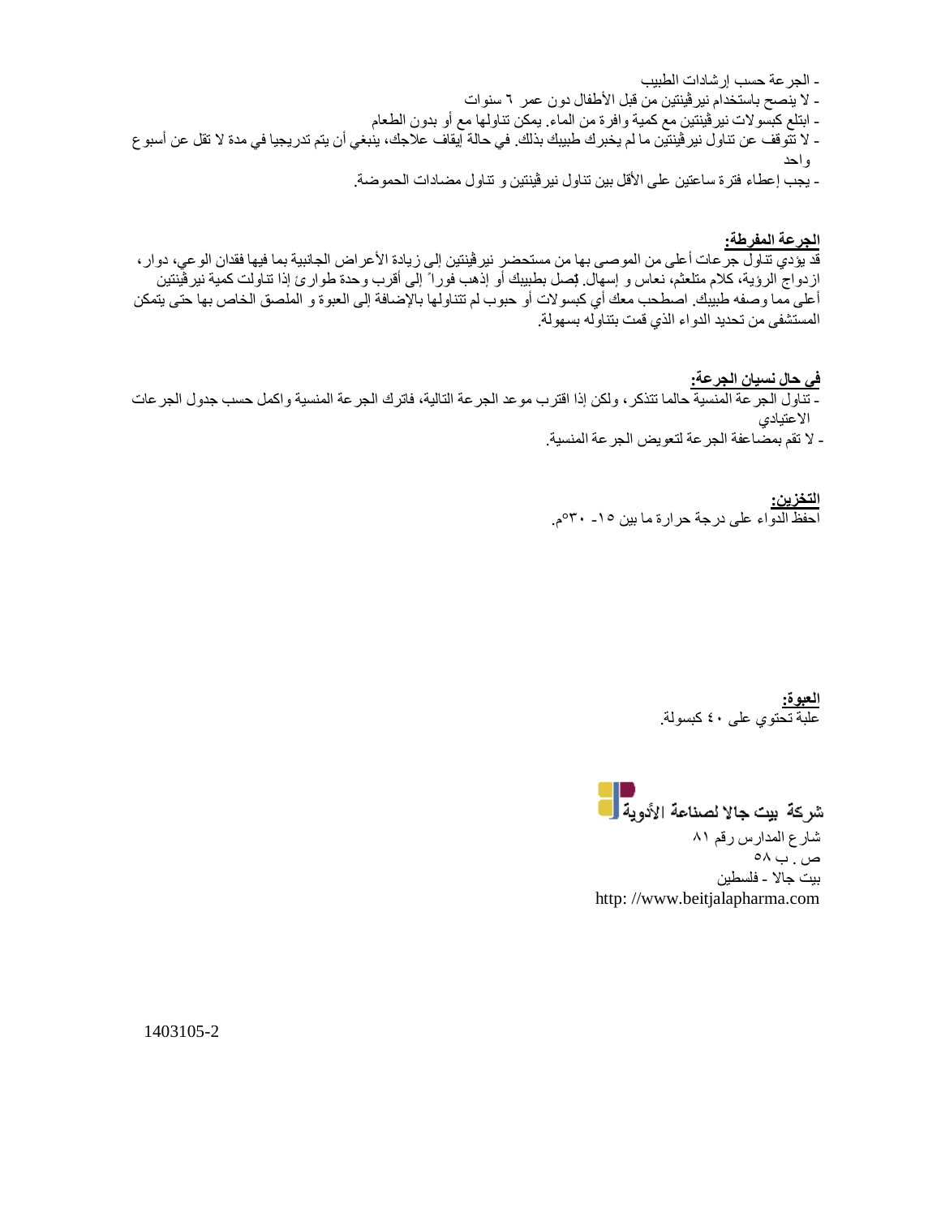- الجرعة حسب إرشادات الطبيب
- لا ينصح باستخدام نيرڤينتين من قبل الأطفال دون عمر ٦ سنوات
- ابتلع كبسولات نيرڤينتين مع كمية وافرة من الماء. يمكن تناولها مع أو بدون الطعام
- لا تتوقف عن تناول نيرڤينتين ما لم يخبرك طبيبك بذلك. في حالة إيقاف علاجك، ينبغي أن يتم تدريجيا في مدة لا تقل عن أسبوع واحد
- يجب إعطاء فترة ساعتين على الأقل بين تناول نيرڤينتين و تناول مضادات الحموضة.

**الجرعة المفرطة:**

قد يؤدي تناول جرعات أعلى من الموصى بها من مستحضر نيرڤينتين إلى زيادة الأعراض الجانبية بما فيها فقدان الوعي، دوار، ازدواج الرؤية، كلام متلعثم، نعاس و إسهال. اتصل بطبيبك أو إذهب فوراً إلى أقرب وحدة طوارئ إذا تناولت كمية نيرڤينتين أعلى مما وصفه طبيبك. اصطحب معك أي كبسولات أو حبوب لم تتناولها بالإضافة إلى العبوة و الملصق الخاص بها حتى يتمكن المستشفى من تحديد الدواء الذي قمت بتناوله بسهولة.

**في حال نسيان الجرعة:**

- تناول الجرعة المنسية حالما تتذكر، ولكن إذا اقترب موعد الجرعة التالية، فاترك الجرعة المنسية واكمل حسب جدول الجرعات الاعتيادي
- لا تقم بمضاعفة الجرعة لتعويض الجرعة المنسية.

**التخزين:**

احفظ الدواء على درجة حرارة ما بين ١٥- ٣٠°م.

**العبوة:**

علبة تحتوي على ٤٠ كبسولة.

**شركة بيت جالا لصناعة الأدوية**

شارع المدارس رقم ٨١

ص . ب ٥٨

بيت جالا - فلسطين

http: //www.beitjalapharma.com

1403105-2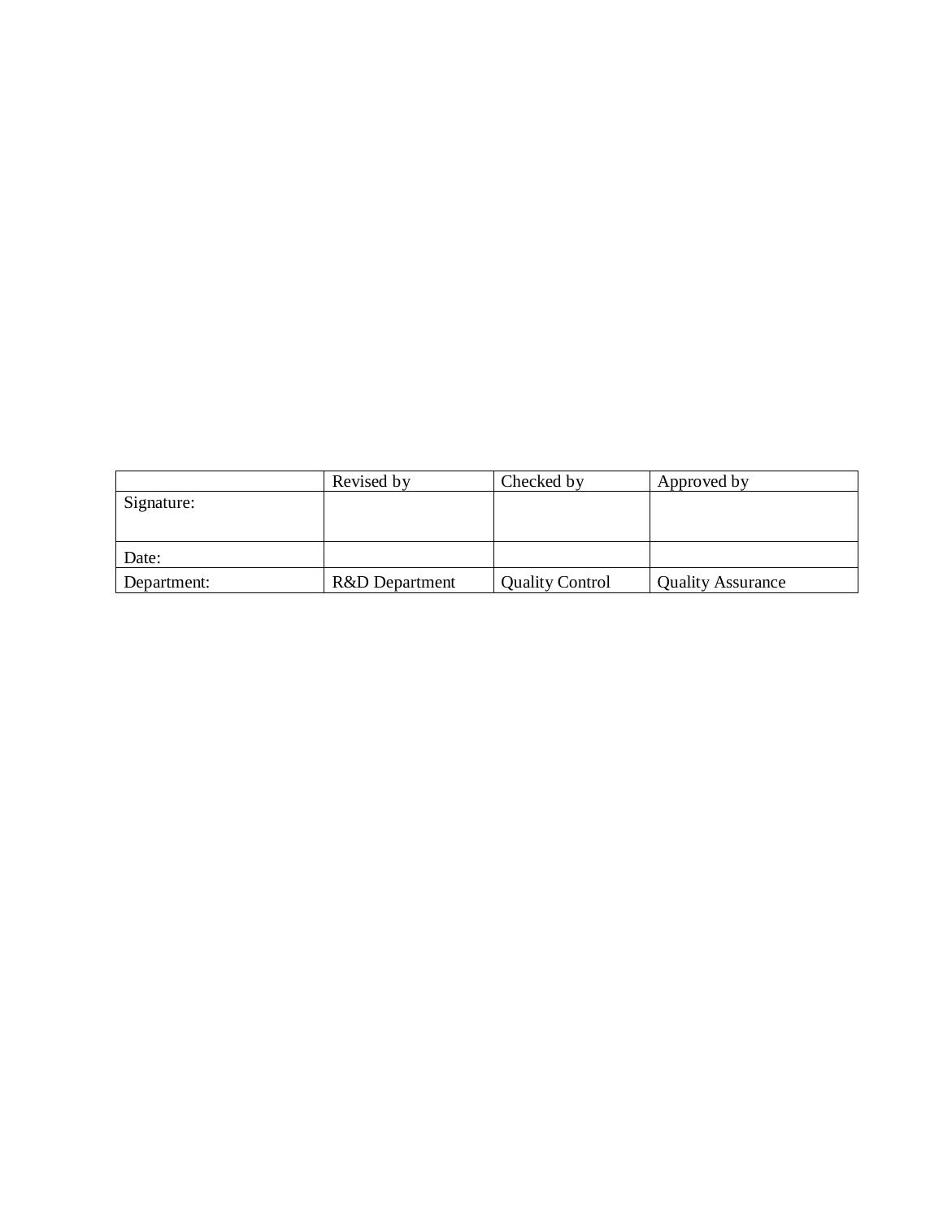| | Revised by | Checked by | Approved by |
|---|---|---|---|
| Signature: | | | |
| Date: | | | |
| Department: | R&D Department | Quality Control | Quality Assurance |